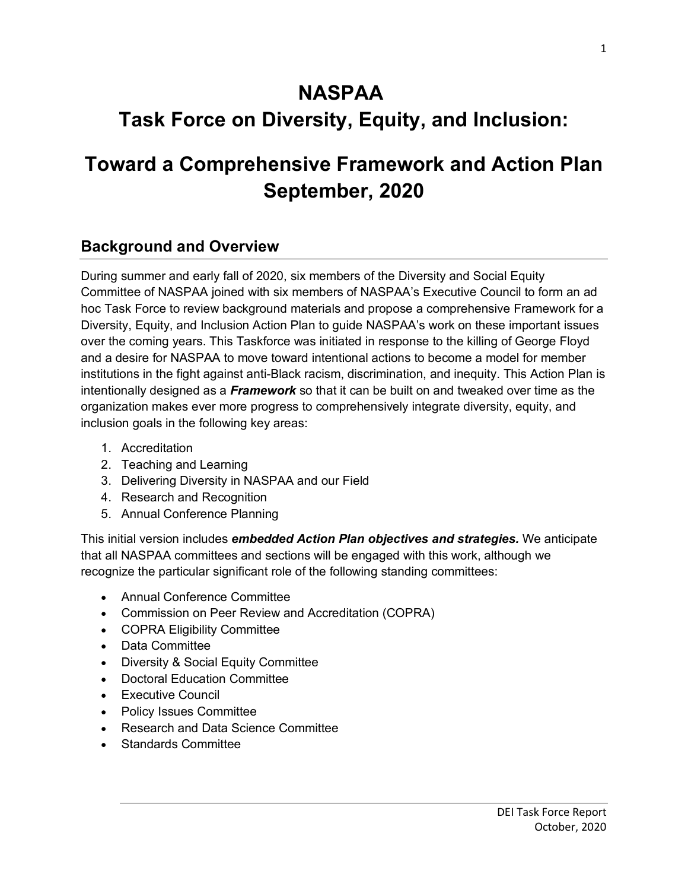# NASPAA
# Task Force on Diversity, Equity, and Inclusion:

# Toward a Comprehensive Framework and Action Plan September, 2020

## Background and Overview

During summer and early fall of 2020, six members of the Diversity and Social Equity Committee of NASPAA joined with six members of NASPAA's Executive Council to form an ad hoc Task Force to review background materials and propose a comprehensive Framework for a Diversity, Equity, and Inclusion Action Plan to guide NASPAA's work on these important issues over the coming years. This Taskforce was initiated in response to the killing of George Floyd and a desire for NASPAA to move toward intentional actions to become a model for member institutions in the fight against anti-Black racism, discrimination, and inequity. This Action Plan is intentionally designed as a ***Framework*** so that it can be built on and tweaked over time as the organization makes ever more progress to comprehensively integrate diversity, equity, and inclusion goals in the following key areas:

1. Accreditation
2. Teaching and Learning
3. Delivering Diversity in NASPAA and our Field
4. Research and Recognition
5. Annual Conference Planning

This initial version includes ***embedded Action Plan objectives and strategies.*** We anticipate that all NASPAA committees and sections will be engaged with this work, although we recognize the particular significant role of the following standing committees:

- Annual Conference Committee
- Commission on Peer Review and Accreditation (COPRA)
- COPRA Eligibility Committee
- Data Committee
- Diversity & Social Equity Committee
- Doctoral Education Committee
- Executive Council
- Policy Issues Committee
- Research and Data Science Committee
- Standards Committee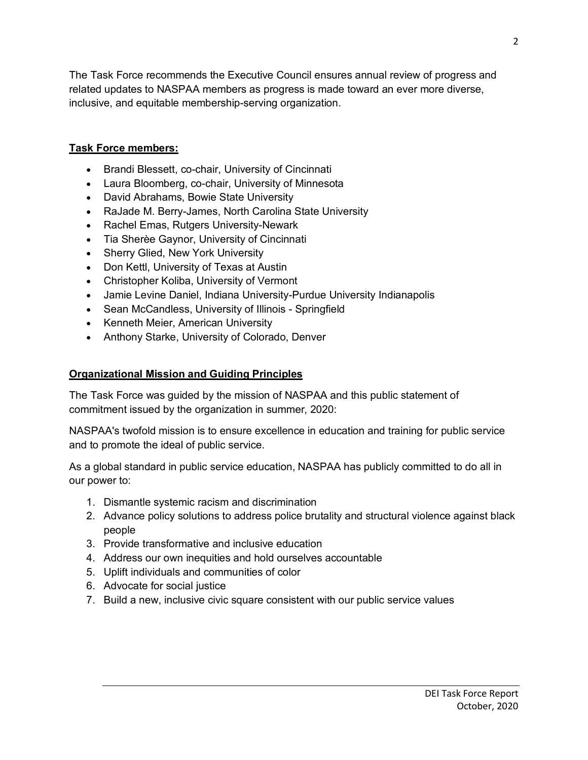The Task Force recommends the Executive Council ensures annual review of progress and related updates to NASPAA members as progress is made toward an ever more diverse, inclusive, and equitable membership-serving organization.

## Task Force members:

- Brandi Blessett, co-chair, University of Cincinnati
- Laura Bloomberg, co-chair, University of Minnesota
- David Abrahams, Bowie State University
- RaJade M. Berry-James, North Carolina State University
- Rachel Emas, Rutgers University-Newark
- Tia Sherèe Gaynor, University of Cincinnati
- Sherry Glied, New York University
- Don Kettl, University of Texas at Austin
- Christopher Koliba, University of Vermont
- Jamie Levine Daniel, Indiana University-Purdue University Indianapolis
- Sean McCandless, University of Illinois - Springfield
- Kenneth Meier, American University
- Anthony Starke, University of Colorado, Denver

## Organizational Mission and Guiding Principles

The Task Force was guided by the mission of NASPAA and this public statement of commitment issued by the organization in summer, 2020:

NASPAA's twofold mission is to ensure excellence in education and training for public service and to promote the ideal of public service.

As a global standard in public service education, NASPAA has publicly committed to do all in our power to:

1. Dismantle systemic racism and discrimination
2. Advance policy solutions to address police brutality and structural violence against black people
3. Provide transformative and inclusive education
4. Address our own inequities and hold ourselves accountable
5. Uplift individuals and communities of color
6. Advocate for social justice
7. Build a new, inclusive civic square consistent with our public service values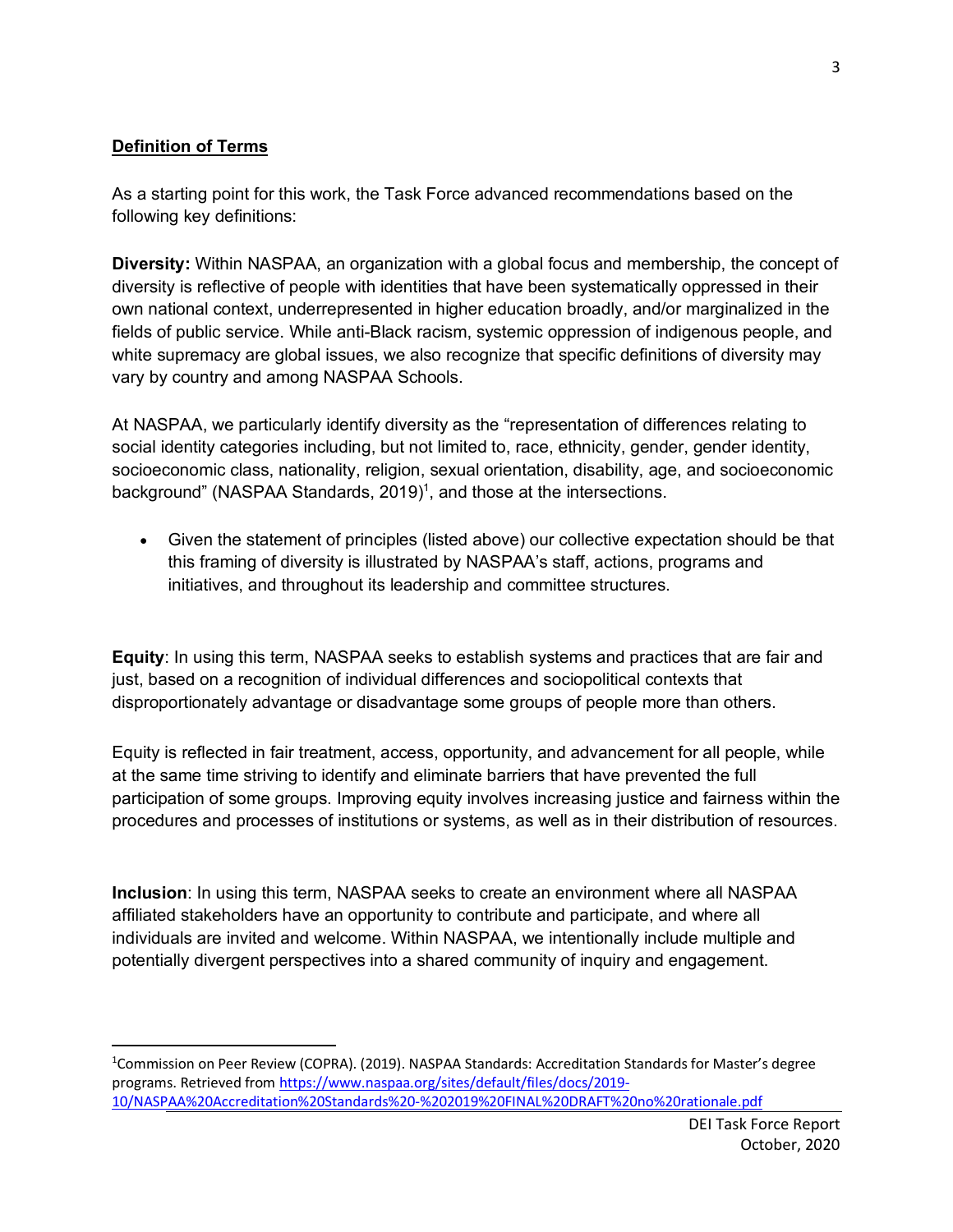## Definition of Terms

As a starting point for this work, the Task Force advanced recommendations based on the following key definitions:

**Diversity:** Within NASPAA, an organization with a global focus and membership, the concept of diversity is reflective of people with identities that have been systematically oppressed in their own national context, underrepresented in higher education broadly, and/or marginalized in the fields of public service. While anti-Black racism, systemic oppression of indigenous people, and white supremacy are global issues, we also recognize that specific definitions of diversity may vary by country and among NASPAA Schools.

At NASPAA, we particularly identify diversity as the "representation of differences relating to social identity categories including, but not limited to, race, ethnicity, gender, gender identity, socioeconomic class, nationality, religion, sexual orientation, disability, age, and socioeconomic background" (NASPAA Standards, 2019)[1], and those at the intersections.

- Given the statement of principles (listed above) our collective expectation should be that this framing of diversity is illustrated by NASPAA's staff, actions, programs and initiatives, and throughout its leadership and committee structures.

**Equity**: In using this term, NASPAA seeks to establish systems and practices that are fair and just, based on a recognition of individual differences and sociopolitical contexts that disproportionately advantage or disadvantage some groups of people more than others.

Equity is reflected in fair treatment, access, opportunity, and advancement for all people, while at the same time striving to identify and eliminate barriers that have prevented the full participation of some groups. Improving equity involves increasing justice and fairness within the procedures and processes of institutions or systems, as well as in their distribution of resources.

**Inclusion**: In using this term, NASPAA seeks to create an environment where all NASPAA affiliated stakeholders have an opportunity to contribute and participate, and where all individuals are invited and welcome. Within NASPAA, we intentionally include multiple and potentially divergent perspectives into a shared community of inquiry and engagement.

---

[1] Commission on Peer Review (COPRA). (2019). NASPAA Standards: Accreditation Standards for Master's degree programs. Retrieved from https://www.naspaa.org/sites/default/files/docs/2019-10/NASPAA%20Accreditation%20Standards%20-%202019%20FINAL%20DRAFT%20no%20rationale.pdf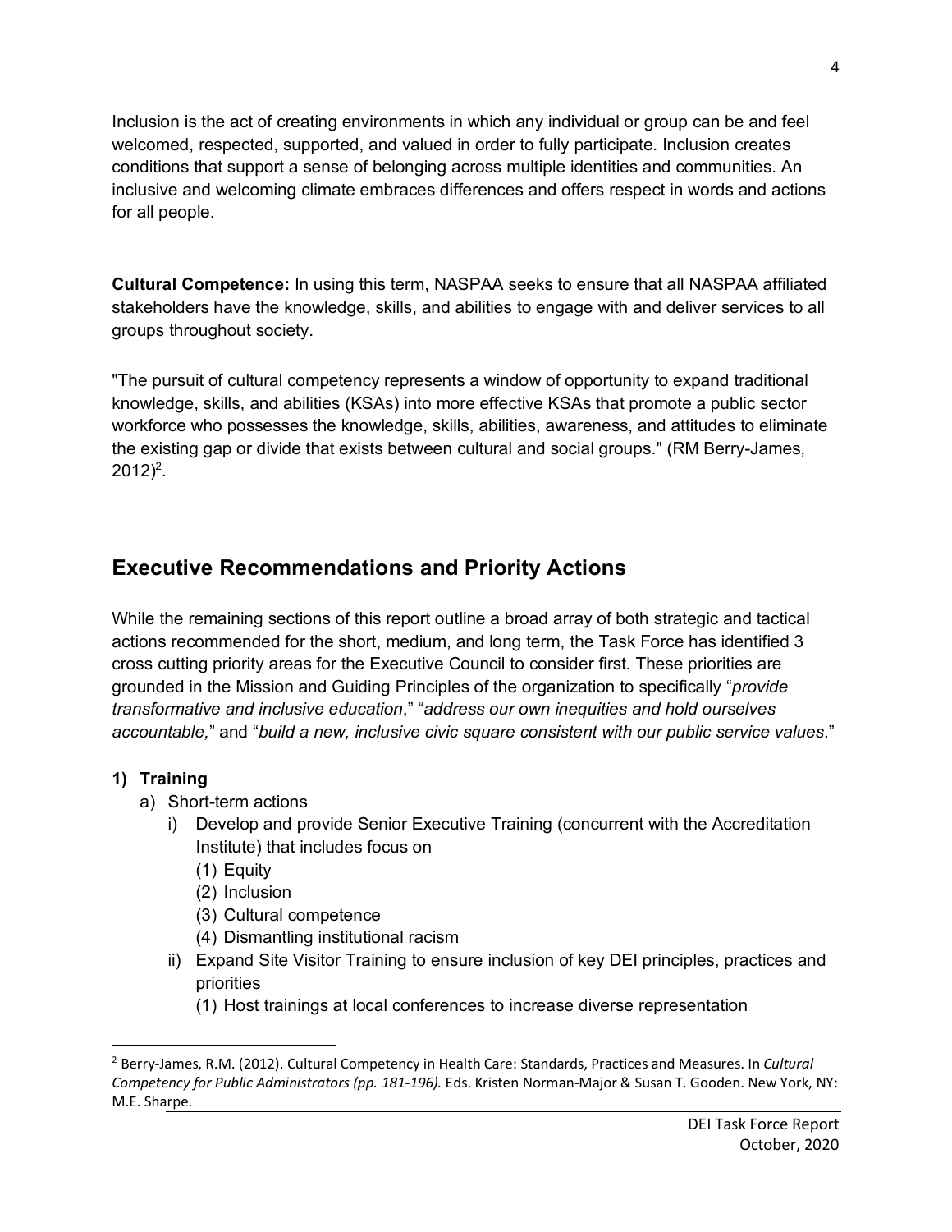Inclusion is the act of creating environments in which any individual or group can be and feel welcomed, respected, supported, and valued in order to fully participate. Inclusion creates conditions that support a sense of belonging across multiple identities and communities. An inclusive and welcoming climate embraces differences and offers respect in words and actions for all people.

**Cultural Competence:** In using this term, NASPAA seeks to ensure that all NASPAA affiliated stakeholders have the knowledge, skills, and abilities to engage with and deliver services to all groups throughout society.

"The pursuit of cultural competency represents a window of opportunity to expand traditional knowledge, skills, and abilities (KSAs) into more effective KSAs that promote a public sector workforce who possesses the knowledge, skills, abilities, awareness, and attitudes to eliminate the existing gap or divide that exists between cultural and social groups." (RM Berry-James, 2012)[2].

## Executive Recommendations and Priority Actions

While the remaining sections of this report outline a broad array of both strategic and tactical actions recommended for the short, medium, and long term, the Task Force has identified 3 cross cutting priority areas for the Executive Council to consider first. These priorities are grounded in the Mission and Guiding Principles of the organization to specifically "*provide transformative and inclusive education*," "*address our own inequities and hold ourselves accountable,*" and "*build a new, inclusive civic square consistent with our public service values*."

**1) Training**

- a) Short-term actions
  - i) Develop and provide Senior Executive Training (concurrent with the Accreditation Institute) that includes focus on
    - (1) Equity
    - (2) Inclusion
    - (3) Cultural competence
    - (4) Dismantling institutional racism
  - ii) Expand Site Visitor Training to ensure inclusion of key DEI principles, practices and priorities
    - (1) Host trainings at local conferences to increase diverse representation

[2] Berry-James, R.M. (2012). Cultural Competency in Health Care: Standards, Practices and Measures. In *Cultural Competency for Public Administrators (pp. 181-196).* Eds. Kristen Norman-Major & Susan T. Gooden. New York, NY: M.E. Sharpe.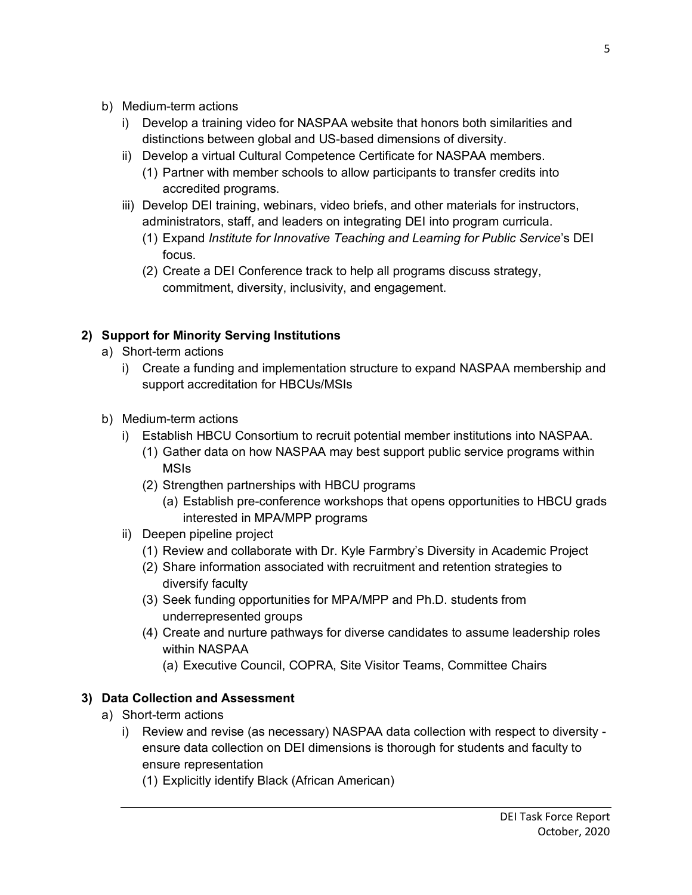b) Medium-term actions
   i) Develop a training video for NASPAA website that honors both similarities and distinctions between global and US-based dimensions of diversity.
   ii) Develop a virtual Cultural Competence Certificate for NASPAA members.
      (1) Partner with member schools to allow participants to transfer credits into accredited programs.
   iii) Develop DEI training, webinars, video briefs, and other materials for instructors, administrators, staff, and leaders on integrating DEI into program curricula.
      (1) Expand *Institute for Innovative Teaching and Learning for Public Service*'s DEI focus.
      (2) Create a DEI Conference track to help all programs discuss strategy, commitment, diversity, inclusivity, and engagement.

**2) Support for Minority Serving Institutions**

a) Short-term actions
   i) Create a funding and implementation structure to expand NASPAA membership and support accreditation for HBCUs/MSIs

b) Medium-term actions
   i) Establish HBCU Consortium to recruit potential member institutions into NASPAA.
      (1) Gather data on how NASPAA may best support public service programs within MSIs
      (2) Strengthen partnerships with HBCU programs
         (a) Establish pre-conference workshops that opens opportunities to HBCU grads interested in MPA/MPP programs
   ii) Deepen pipeline project
      (1) Review and collaborate with Dr. Kyle Farmbry's Diversity in Academic Project
      (2) Share information associated with recruitment and retention strategies to diversify faculty
      (3) Seek funding opportunities for MPA/MPP and Ph.D. students from underrepresented groups
      (4) Create and nurture pathways for diverse candidates to assume leadership roles within NASPAA
         (a) Executive Council, COPRA, Site Visitor Teams, Committee Chairs

**3) Data Collection and Assessment**

a) Short-term actions
   i) Review and revise (as necessary) NASPAA data collection with respect to diversity - ensure data collection on DEI dimensions is thorough for students and faculty to ensure representation
      (1) Explicitly identify Black (African American)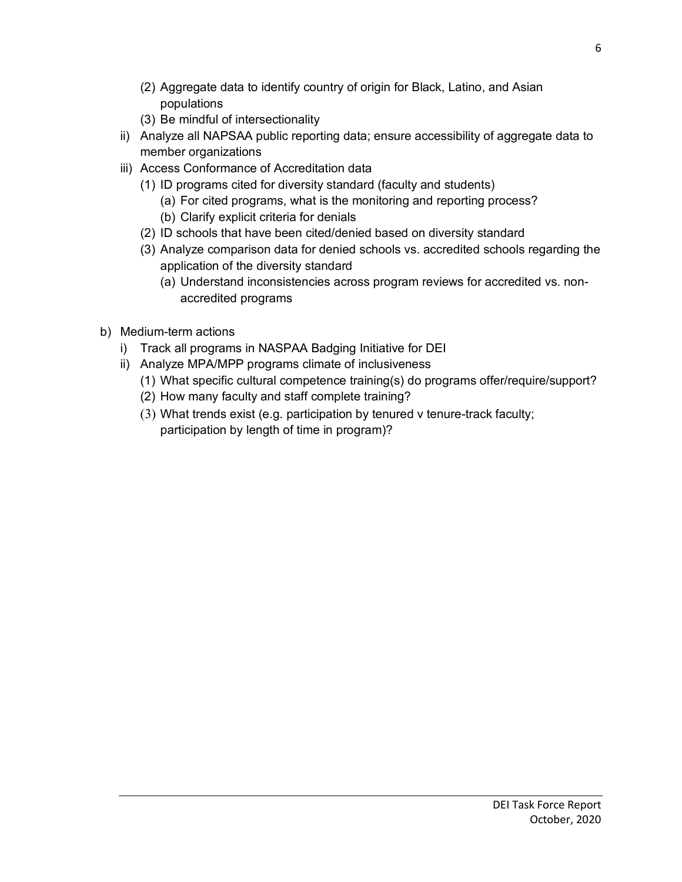- (2) Aggregate data to identify country of origin for Black, Latino, and Asian populations
   - (3) Be mindful of intersectionality
  - ii) Analyze all NAPSAA public reporting data; ensure accessibility of aggregate data to member organizations
  - iii) Access Conformance of Accreditation data
    - (1) ID programs cited for diversity standard (faculty and students)
      - (a) For cited programs, what is the monitoring and reporting process?
      - (b) Clarify explicit criteria for denials
    - (2) ID schools that have been cited/denied based on diversity standard
    - (3) Analyze comparison data for denied schools vs. accredited schools regarding the application of the diversity standard
      - (a) Understand inconsistencies across program reviews for accredited vs. non-accredited programs

- b) Medium-term actions
  - i) Track all programs in NASPAA Badging Initiative for DEI
  - ii) Analyze MPA/MPP programs climate of inclusiveness
    - (1) What specific cultural competence training(s) do programs offer/require/support?
    - (2) How many faculty and staff complete training?
    - (3) What trends exist (e.g. participation by tenured v tenure-track faculty; participation by length of time in program)?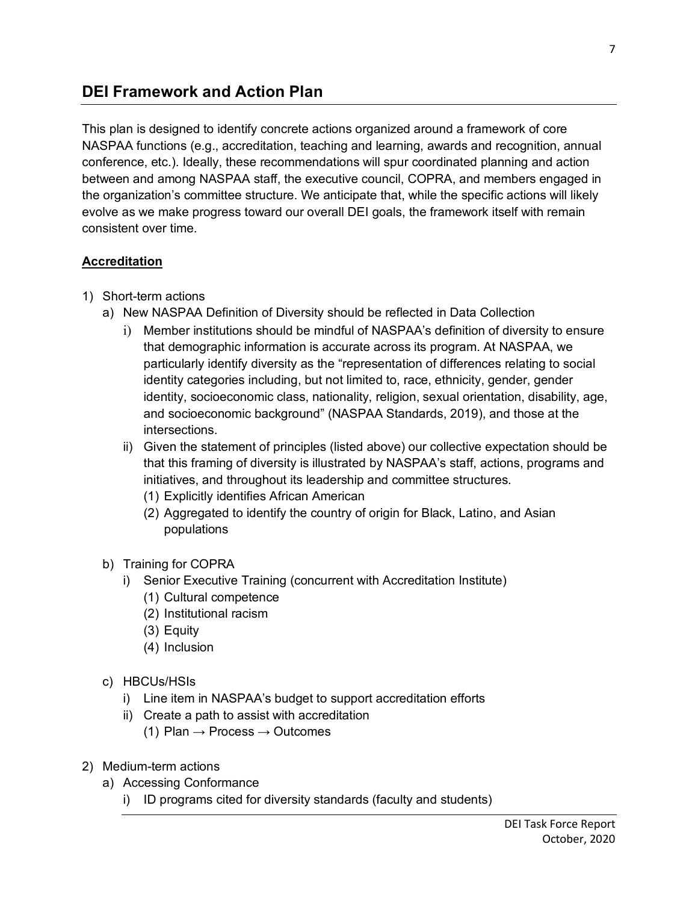## DEI Framework and Action Plan

This plan is designed to identify concrete actions organized around a framework of core NASPAA functions (e.g., accreditation, teaching and learning, awards and recognition, annual conference, etc.). Ideally, these recommendations will spur coordinated planning and action between and among NASPAA staff, the executive council, COPRA, and members engaged in the organization's committee structure. We anticipate that, while the specific actions will likely evolve as we make progress toward our overall DEI goals, the framework itself with remain consistent over time.

**Accreditation**

1) Short-term actions
   a) New NASPAA Definition of Diversity should be reflected in Data Collection
      i) Member institutions should be mindful of NASPAA's definition of diversity to ensure that demographic information is accurate across its program. At NASPAA, we particularly identify diversity as the "representation of differences relating to social identity categories including, but not limited to, race, ethnicity, gender, gender identity, socioeconomic class, nationality, religion, sexual orientation, disability, age, and socioeconomic background" (NASPAA Standards, 2019), and those at the intersections.
      ii) Given the statement of principles (listed above) our collective expectation should be that this framing of diversity is illustrated by NASPAA's staff, actions, programs and initiatives, and throughout its leadership and committee structures.
         (1) Explicitly identifies African American
         (2) Aggregated to identify the country of origin for Black, Latino, and Asian populations

   b) Training for COPRA
      i) Senior Executive Training (concurrent with Accreditation Institute)
         (1) Cultural competence
         (2) Institutional racism
         (3) Equity
         (4) Inclusion

   c) HBCUs/HSIs
      i) Line item in NASPAA's budget to support accreditation efforts
      ii) Create a path to assist with accreditation
         (1) Plan → Process → Outcomes

2) Medium-term actions
   a) Accessing Conformance
      i) ID programs cited for diversity standards (faculty and students)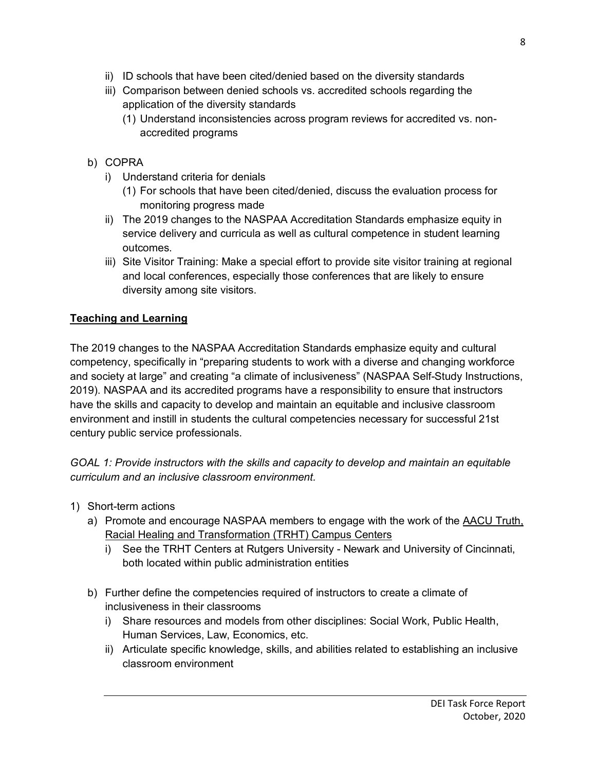ii) ID schools that have been cited/denied based on the diversity standards

iii) Comparison between denied schools vs. accredited schools regarding the application of the diversity standards

   (1) Understand inconsistencies across program reviews for accredited vs. non-accredited programs

b) COPRA

   i) Understand criteria for denials

      (1) For schools that have been cited/denied, discuss the evaluation process for monitoring progress made

   ii) The 2019 changes to the NASPAA Accreditation Standards emphasize equity in service delivery and curricula as well as cultural competence in student learning outcomes.

   iii) Site Visitor Training: Make a special effort to provide site visitor training at regional and local conferences, especially those conferences that are likely to ensure diversity among site visitors.

**Teaching and Learning**

The 2019 changes to the NASPAA Accreditation Standards emphasize equity and cultural competency, specifically in "preparing students to work with a diverse and changing workforce and society at large" and creating "a climate of inclusiveness" (NASPAA Self-Study Instructions, 2019). NASPAA and its accredited programs have a responsibility to ensure that instructors have the skills and capacity to develop and maintain an equitable and inclusive classroom environment and instill in students the cultural competencies necessary for successful 21st century public service professionals.

*GOAL 1: Provide instructors with the skills and capacity to develop and maintain an equitable curriculum and an inclusive classroom environment.*

1) Short-term actions

   a) Promote and encourage NASPAA members to engage with the work of the AACU Truth, Racial Healing and Transformation (TRHT) Campus Centers

      i) See the TRHT Centers at Rutgers University - Newark and University of Cincinnati, both located within public administration entities

   b) Further define the competencies required of instructors to create a climate of inclusiveness in their classrooms

      i) Share resources and models from other disciplines: Social Work, Public Health, Human Services, Law, Economics, etc.

      ii) Articulate specific knowledge, skills, and abilities related to establishing an inclusive classroom environment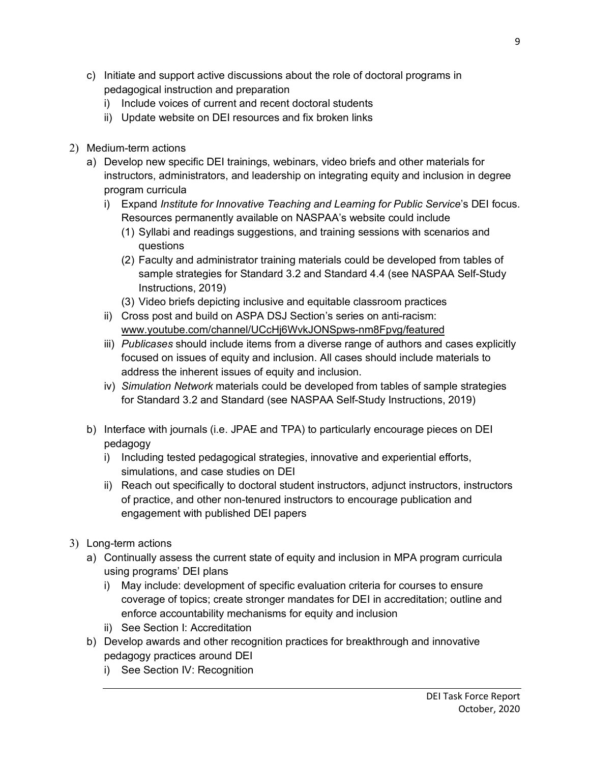c) Initiate and support active discussions about the role of doctoral programs in pedagogical instruction and preparation
   i) Include voices of current and recent doctoral students
   ii) Update website on DEI resources and fix broken links

2) Medium-term actions
   a) Develop new specific DEI trainings, webinars, video briefs and other materials for instructors, administrators, and leadership on integrating equity and inclusion in degree program curricula
      i) Expand *Institute for Innovative Teaching and Learning for Public Service*'s DEI focus. Resources permanently available on NASPAA's website could include
         (1) Syllabi and readings suggestions, and training sessions with scenarios and questions
         (2) Faculty and administrator training materials could be developed from tables of sample strategies for Standard 3.2 and Standard 4.4 (see NASPAA Self-Study Instructions, 2019)
         (3) Video briefs depicting inclusive and equitable classroom practices
      ii) Cross post and build on ASPA DSJ Section's series on anti-racism: www.youtube.com/channel/UCcHj6WvkJONSpws-nm8Fpvg/featured
      iii) *Publicases* should include items from a diverse range of authors and cases explicitly focused on issues of equity and inclusion. All cases should include materials to address the inherent issues of equity and inclusion.
      iv) *Simulation Network* materials could be developed from tables of sample strategies for Standard 3.2 and Standard (see NASPAA Self-Study Instructions, 2019)

   b) Interface with journals (i.e. JPAE and TPA) to particularly encourage pieces on DEI pedagogy
      i) Including tested pedagogical strategies, innovative and experiential efforts, simulations, and case studies on DEI
      ii) Reach out specifically to doctoral student instructors, adjunct instructors, instructors of practice, and other non-tenured instructors to encourage publication and engagement with published DEI papers

3) Long-term actions
   a) Continually assess the current state of equity and inclusion in MPA program curricula using programs' DEI plans
      i) May include: development of specific evaluation criteria for courses to ensure coverage of topics; create stronger mandates for DEI in accreditation; outline and enforce accountability mechanisms for equity and inclusion
      ii) See Section I: Accreditation
   b) Develop awards and other recognition practices for breakthrough and innovative pedagogy practices around DEI
      i) See Section IV: Recognition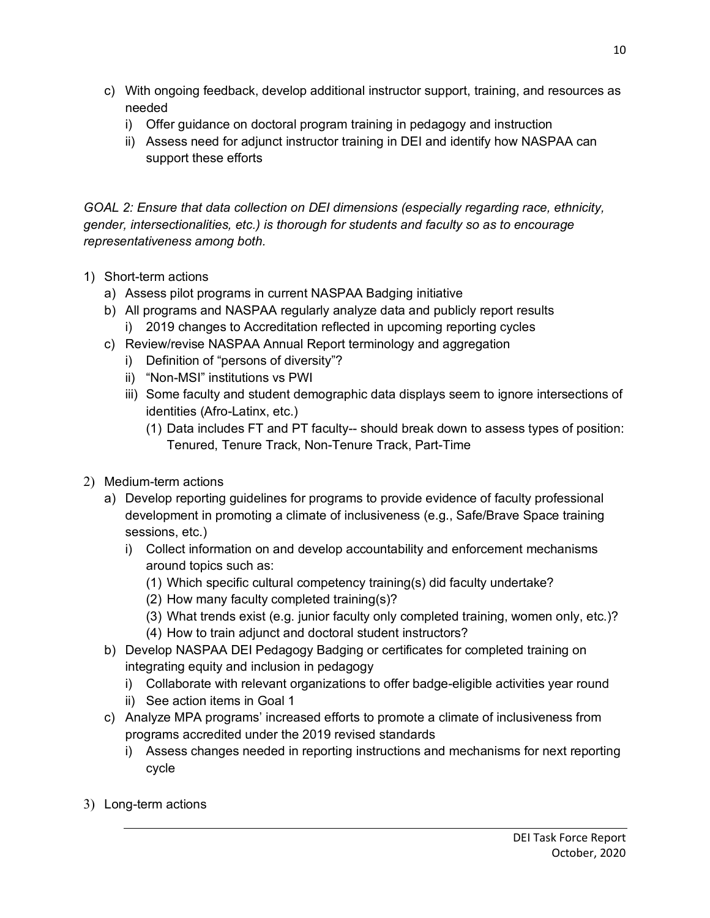c) With ongoing feedback, develop additional instructor support, training, and resources as needed
   i) Offer guidance on doctoral program training in pedagogy and instruction
   ii) Assess need for adjunct instructor training in DEI and identify how NASPAA can support these efforts

*GOAL 2: Ensure that data collection on DEI dimensions (especially regarding race, ethnicity, gender, intersectionalities, etc.) is thorough for students and faculty so as to encourage representativeness among both.*

1) Short-term actions
   a) Assess pilot programs in current NASPAA Badging initiative
   b) All programs and NASPAA regularly analyze data and publicly report results
      i) 2019 changes to Accreditation reflected in upcoming reporting cycles
   c) Review/revise NASPAA Annual Report terminology and aggregation
      i) Definition of "persons of diversity"?
      ii) "Non-MSI" institutions vs PWI
      iii) Some faculty and student demographic data displays seem to ignore intersections of identities (Afro-Latinx, etc.)
         (1) Data includes FT and PT faculty-- should break down to assess types of position: Tenured, Tenure Track, Non-Tenure Track, Part-Time

2) Medium-term actions
   a) Develop reporting guidelines for programs to provide evidence of faculty professional development in promoting a climate of inclusiveness (e.g., Safe/Brave Space training sessions, etc.)
      i) Collect information on and develop accountability and enforcement mechanisms around topics such as:
         (1) Which specific cultural competency training(s) did faculty undertake?
         (2) How many faculty completed training(s)?
         (3) What trends exist (e.g. junior faculty only completed training, women only, etc.)?
         (4) How to train adjunct and doctoral student instructors?
   b) Develop NASPAA DEI Pedagogy Badging or certificates for completed training on integrating equity and inclusion in pedagogy
      i) Collaborate with relevant organizations to offer badge-eligible activities year round
      ii) See action items in Goal 1
   c) Analyze MPA programs' increased efforts to promote a climate of inclusiveness from programs accredited under the 2019 revised standards
      i) Assess changes needed in reporting instructions and mechanisms for next reporting cycle

3) Long-term actions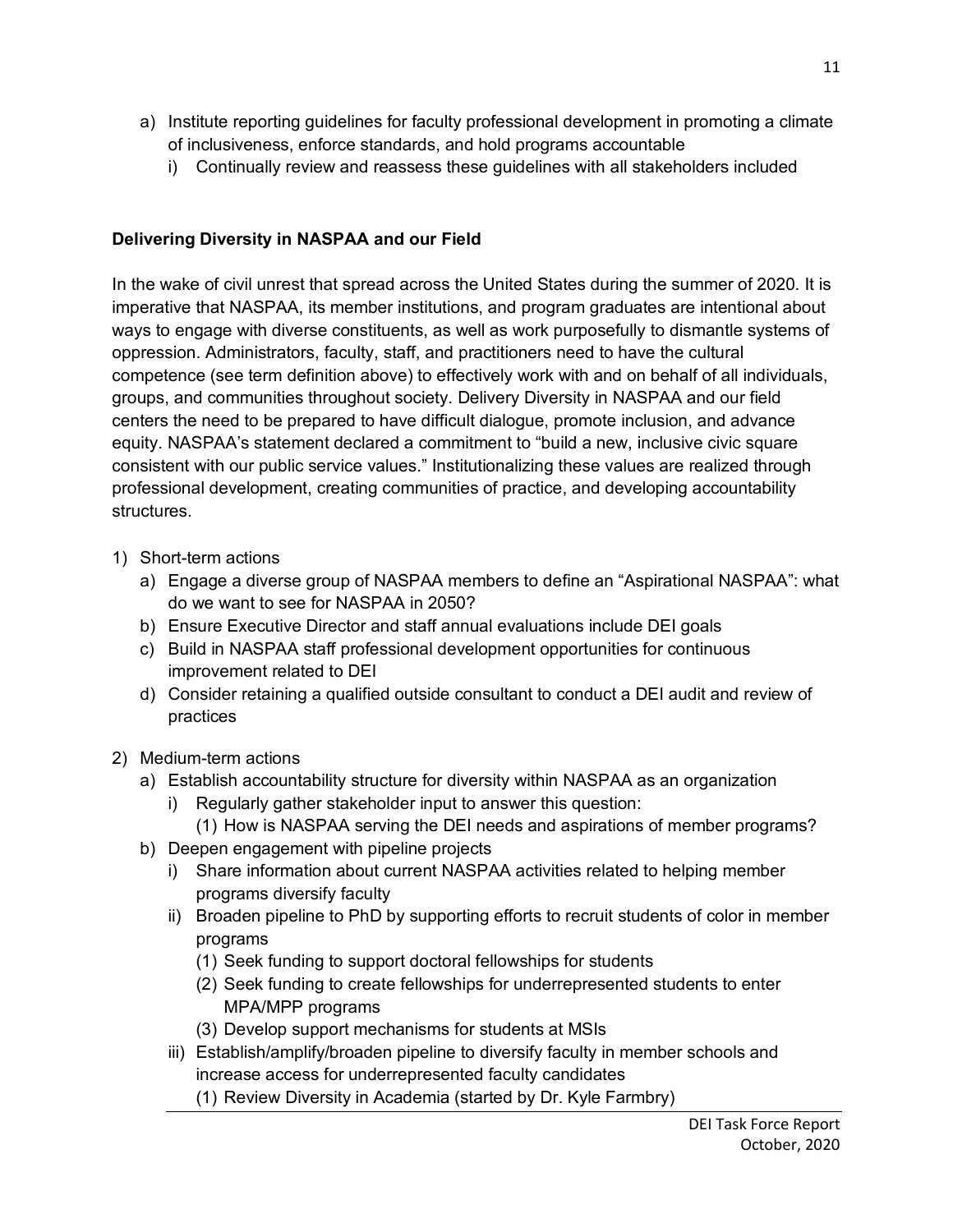a) Institute reporting guidelines for faculty professional development in promoting a climate of inclusiveness, enforce standards, and hold programs accountable
    i) Continually review and reassess these guidelines with all stakeholders included

**Delivering Diversity in NASPAA and our Field**

In the wake of civil unrest that spread across the United States during the summer of 2020. It is imperative that NASPAA, its member institutions, and program graduates are intentional about ways to engage with diverse constituents, as well as work purposefully to dismantle systems of oppression. Administrators, faculty, staff, and practitioners need to have the cultural competence (see term definition above) to effectively work with and on behalf of all individuals, groups, and communities throughout society. Delivery Diversity in NASPAA and our field centers the need to be prepared to have difficult dialogue, promote inclusion, and advance equity. NASPAA's statement declared a commitment to "build a new, inclusive civic square consistent with our public service values." Institutionalizing these values are realized through professional development, creating communities of practice, and developing accountability structures.

1) Short-term actions
    a) Engage a diverse group of NASPAA members to define an "Aspirational NASPAA": what do we want to see for NASPAA in 2050?
    b) Ensure Executive Director and staff annual evaluations include DEI goals
    c) Build in NASPAA staff professional development opportunities for continuous improvement related to DEI
    d) Consider retaining a qualified outside consultant to conduct a DEI audit and review of practices

2) Medium-term actions
    a) Establish accountability structure for diversity within NASPAA as an organization
        i) Regularly gather stakeholder input to answer this question:
            (1) How is NASPAA serving the DEI needs and aspirations of member programs?
    b) Deepen engagement with pipeline projects
        i) Share information about current NASPAA activities related to helping member programs diversify faculty
        ii) Broaden pipeline to PhD by supporting efforts to recruit students of color in member programs
            (1) Seek funding to support doctoral fellowships for students
            (2) Seek funding to create fellowships for underrepresented students to enter MPA/MPP programs
            (3) Develop support mechanisms for students at MSIs
        iii) Establish/amplify/broaden pipeline to diversify faculty in member schools and increase access for underrepresented faculty candidates
            (1) Review Diversity in Academia (started by Dr. Kyle Farmbry)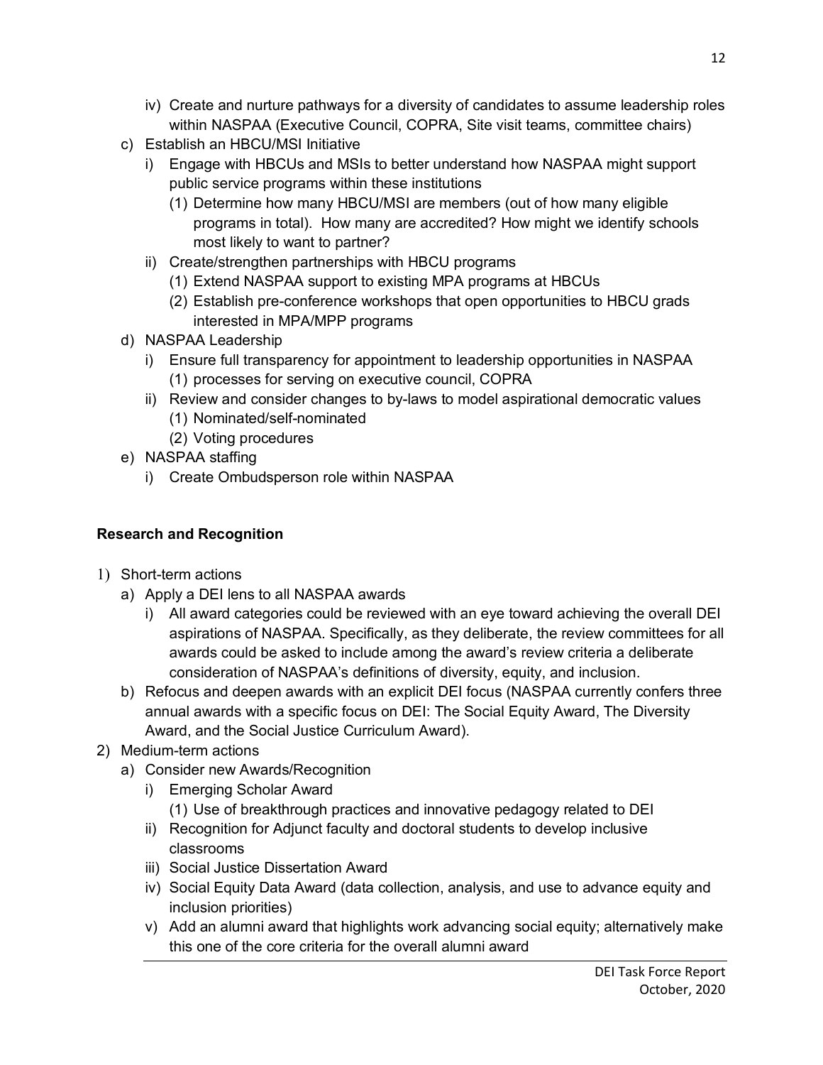- iv) Create and nurture pathways for a diversity of candidates to assume leadership roles within NASPAA (Executive Council, COPRA, Site visit teams, committee chairs)
- c) Establish an HBCU/MSI Initiative
  - i) Engage with HBCUs and MSIs to better understand how NASPAA might support public service programs within these institutions
    - (1) Determine how many HBCU/MSI are members (out of how many eligible programs in total). How many are accredited? How might we identify schools most likely to want to partner?
  - ii) Create/strengthen partnerships with HBCU programs
    - (1) Extend NASPAA support to existing MPA programs at HBCUs
    - (2) Establish pre-conference workshops that open opportunities to HBCU grads interested in MPA/MPP programs
- d) NASPAA Leadership
  - i) Ensure full transparency for appointment to leadership opportunities in NASPAA
    - (1) processes for serving on executive council, COPRA
  - ii) Review and consider changes to by-laws to model aspirational democratic values
    - (1) Nominated/self-nominated
    - (2) Voting procedures
- e) NASPAA staffing
  - i) Create Ombudsperson role within NASPAA

**Research and Recognition**

1) Short-term actions
   - a) Apply a DEI lens to all NASPAA awards
     - i) All award categories could be reviewed with an eye toward achieving the overall DEI aspirations of NASPAA. Specifically, as they deliberate, the review committees for all awards could be asked to include among the award's review criteria a deliberate consideration of NASPAA's definitions of diversity, equity, and inclusion.
   - b) Refocus and deepen awards with an explicit DEI focus (NASPAA currently confers three annual awards with a specific focus on DEI: The Social Equity Award, The Diversity Award, and the Social Justice Curriculum Award).
2) Medium-term actions
   - a) Consider new Awards/Recognition
     - i) Emerging Scholar Award
       - (1) Use of breakthrough practices and innovative pedagogy related to DEI
     - ii) Recognition for Adjunct faculty and doctoral students to develop inclusive classrooms
     - iii) Social Justice Dissertation Award
     - iv) Social Equity Data Award (data collection, analysis, and use to advance equity and inclusion priorities)
     - v) Add an alumni award that highlights work advancing social equity; alternatively make this one of the core criteria for the overall alumni award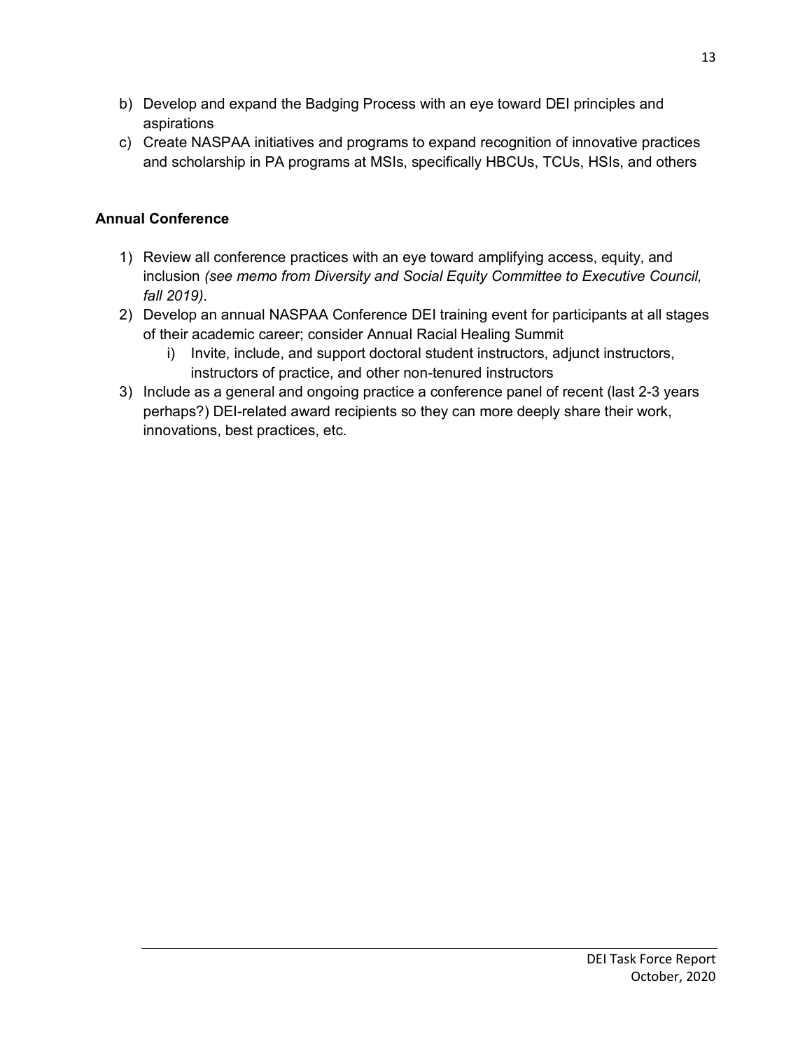b) Develop and expand the Badging Process with an eye toward DEI principles and aspirations
c) Create NASPAA initiatives and programs to expand recognition of innovative practices and scholarship in PA programs at MSIs, specifically HBCUs, TCUs, HSIs, and others

**Annual Conference**

1) Review all conference practices with an eye toward amplifying access, equity, and inclusion *(see memo from Diversity and Social Equity Committee to Executive Council, fall 2019)*.
2) Develop an annual NASPAA Conference DEI training event for participants at all stages of their academic career; consider Annual Racial Healing Summit
   i) Invite, include, and support doctoral student instructors, adjunct instructors, instructors of practice, and other non-tenured instructors
3) Include as a general and ongoing practice a conference panel of recent (last 2-3 years perhaps?) DEI-related award recipients so they can more deeply share their work, innovations, best practices, etc.